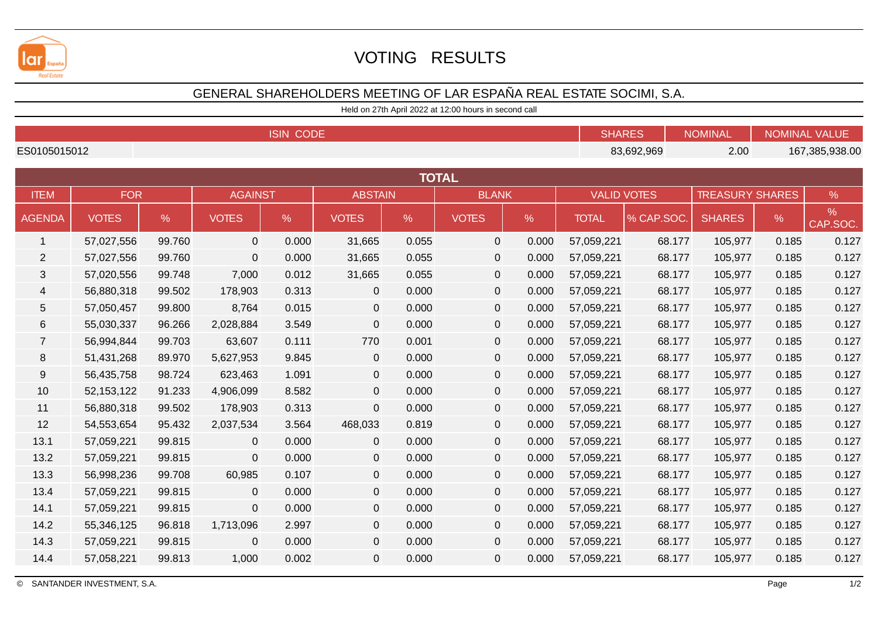# VOTING RESULTS

## GENERAL SHAREHOLDERS MEETING OF LAR ESPAÑA REAL ESTATE SOCIMI, S.A.

Held on 27th April 2022 at 12:00 hours in second call

| ISIN CODE | SHARES | NOMINAL | NOMINAL VALUE |
|---|---|---|---|
| ES0105015012 | 83,692,969 | 2.00 | 167,385,938.00 |

**TOTAL**

| ITEM | FOR | | AGAINST | | ABSTAIN | | BLANK | | VALID VOTES | | TREASURY SHARES | | % |
|---|---|---|---|---|---|---|---|---|---|---|---|---|---|
| AGENDA | VOTES | % | VOTES | % | VOTES | % | VOTES | % | TOTAL | % CAP.SOC. | SHARES | % | % CAP.SOC. |
| 1 | 57,027,556 | 99.760 | 0 | 0.000 | 31,665 | 0.055 | 0 | 0.000 | 57,059,221 | 68.177 | 105,977 | 0.185 | 0.127 |
| 2 | 57,027,556 | 99.760 | 0 | 0.000 | 31,665 | 0.055 | 0 | 0.000 | 57,059,221 | 68.177 | 105,977 | 0.185 | 0.127 |
| 3 | 57,020,556 | 99.748 | 7,000 | 0.012 | 31,665 | 0.055 | 0 | 0.000 | 57,059,221 | 68.177 | 105,977 | 0.185 | 0.127 |
| 4 | 56,880,318 | 99.502 | 178,903 | 0.313 | 0 | 0.000 | 0 | 0.000 | 57,059,221 | 68.177 | 105,977 | 0.185 | 0.127 |
| 5 | 57,050,457 | 99.800 | 8,764 | 0.015 | 0 | 0.000 | 0 | 0.000 | 57,059,221 | 68.177 | 105,977 | 0.185 | 0.127 |
| 6 | 55,030,337 | 96.266 | 2,028,884 | 3.549 | 0 | 0.000 | 0 | 0.000 | 57,059,221 | 68.177 | 105,977 | 0.185 | 0.127 |
| 7 | 56,994,844 | 99.703 | 63,607 | 0.111 | 770 | 0.001 | 0 | 0.000 | 57,059,221 | 68.177 | 105,977 | 0.185 | 0.127 |
| 8 | 51,431,268 | 89.970 | 5,627,953 | 9.845 | 0 | 0.000 | 0 | 0.000 | 57,059,221 | 68.177 | 105,977 | 0.185 | 0.127 |
| 9 | 56,435,758 | 98.724 | 623,463 | 1.091 | 0 | 0.000 | 0 | 0.000 | 57,059,221 | 68.177 | 105,977 | 0.185 | 0.127 |
| 10 | 52,153,122 | 91.233 | 4,906,099 | 8.582 | 0 | 0.000 | 0 | 0.000 | 57,059,221 | 68.177 | 105,977 | 0.185 | 0.127 |
| 11 | 56,880,318 | 99.502 | 178,903 | 0.313 | 0 | 0.000 | 0 | 0.000 | 57,059,221 | 68.177 | 105,977 | 0.185 | 0.127 |
| 12 | 54,553,654 | 95.432 | 2,037,534 | 3.564 | 468,033 | 0.819 | 0 | 0.000 | 57,059,221 | 68.177 | 105,977 | 0.185 | 0.127 |
| 13.1 | 57,059,221 | 99.815 | 0 | 0.000 | 0 | 0.000 | 0 | 0.000 | 57,059,221 | 68.177 | 105,977 | 0.185 | 0.127 |
| 13.2 | 57,059,221 | 99.815 | 0 | 0.000 | 0 | 0.000 | 0 | 0.000 | 57,059,221 | 68.177 | 105,977 | 0.185 | 0.127 |
| 13.3 | 56,998,236 | 99.708 | 60,985 | 0.107 | 0 | 0.000 | 0 | 0.000 | 57,059,221 | 68.177 | 105,977 | 0.185 | 0.127 |
| 13.4 | 57,059,221 | 99.815 | 0 | 0.000 | 0 | 0.000 | 0 | 0.000 | 57,059,221 | 68.177 | 105,977 | 0.185 | 0.127 |
| 14.1 | 57,059,221 | 99.815 | 0 | 0.000 | 0 | 0.000 | 0 | 0.000 | 57,059,221 | 68.177 | 105,977 | 0.185 | 0.127 |
| 14.2 | 55,346,125 | 96.818 | 1,713,096 | 2.997 | 0 | 0.000 | 0 | 0.000 | 57,059,221 | 68.177 | 105,977 | 0.185 | 0.127 |
| 14.3 | 57,059,221 | 99.815 | 0 | 0.000 | 0 | 0.000 | 0 | 0.000 | 57,059,221 | 68.177 | 105,977 | 0.185 | 0.127 |
| 14.4 | 57,058,221 | 99.813 | 1,000 | 0.002 | 0 | 0.000 | 0 | 0.000 | 57,059,221 | 68.177 | 105,977 | 0.185 | 0.127 |

© SANTANDER INVESTMENT, S.A.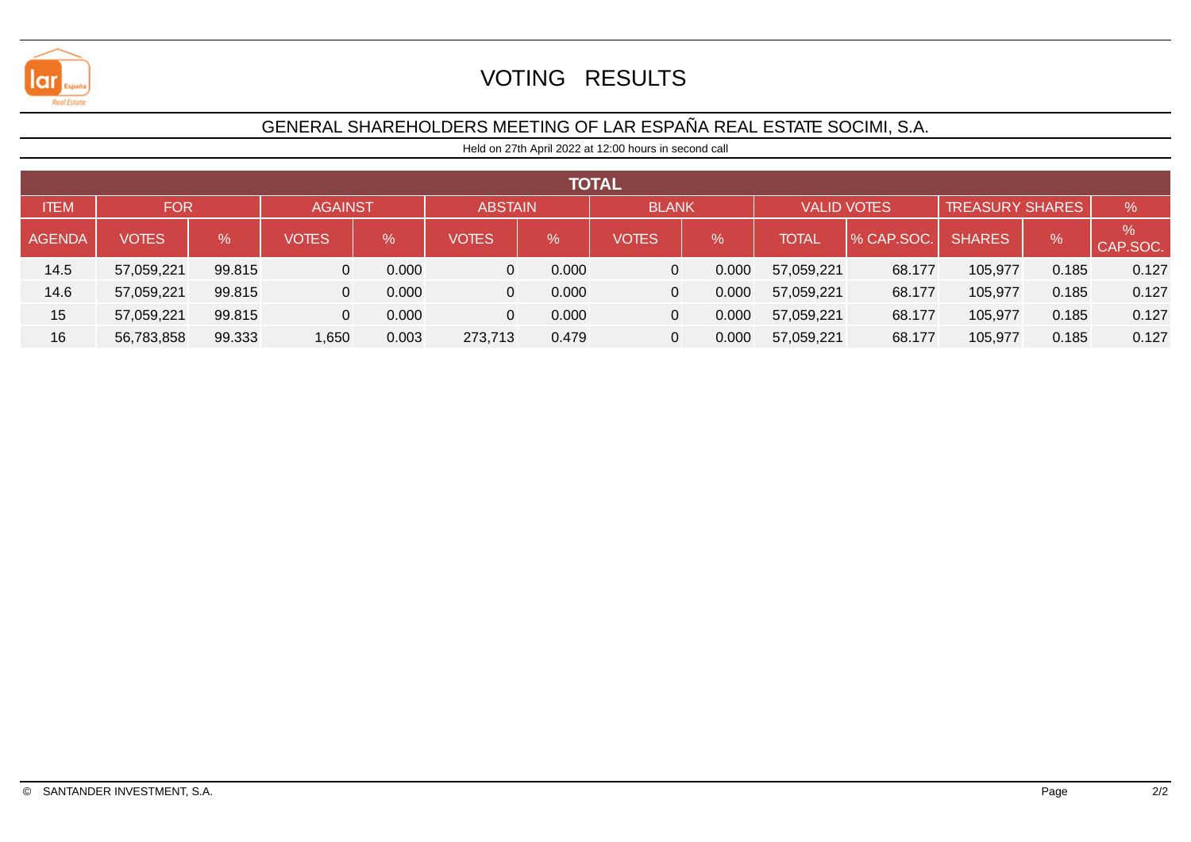# VOTING RESULTS

## GENERAL SHAREHOLDERS MEETING OF LAR ESPAÑA REAL ESTATE SOCIMI, S.A.

Held on 27th April 2022 at 12:00 hours in second call

| TOTAL | | | | | | | | | | | | | |
|---|---|---|---|---|---|---|---|---|---|---|---|---|---|
| ITEM | FOR | | AGAINST | | ABSTAIN | | BLANK | | VALID VOTES | | TREASURY SHARES | | % |
| AGENDA | VOTES | % | VOTES | % | VOTES | % | VOTES | % | TOTAL | % CAP.SOC. | SHARES | % | % CAP.SOC. |
| 14.5 | 57,059,221 | 99.815 | 0 | 0.000 | 0 | 0.000 | 0 | 0.000 | 57,059,221 | 68.177 | 105,977 | 0.185 | 0.127 |
| 14.6 | 57,059,221 | 99.815 | 0 | 0.000 | 0 | 0.000 | 0 | 0.000 | 57,059,221 | 68.177 | 105,977 | 0.185 | 0.127 |
| 15 | 57,059,221 | 99.815 | 0 | 0.000 | 0 | 0.000 | 0 | 0.000 | 57,059,221 | 68.177 | 105,977 | 0.185 | 0.127 |
| 16 | 56,783,858 | 99.333 | 1,650 | 0.003 | 273,713 | 0.479 | 0 | 0.000 | 57,059,221 | 68.177 | 105,977 | 0.185 | 0.127 |

© SANTANDER INVESTMENT, S.A.